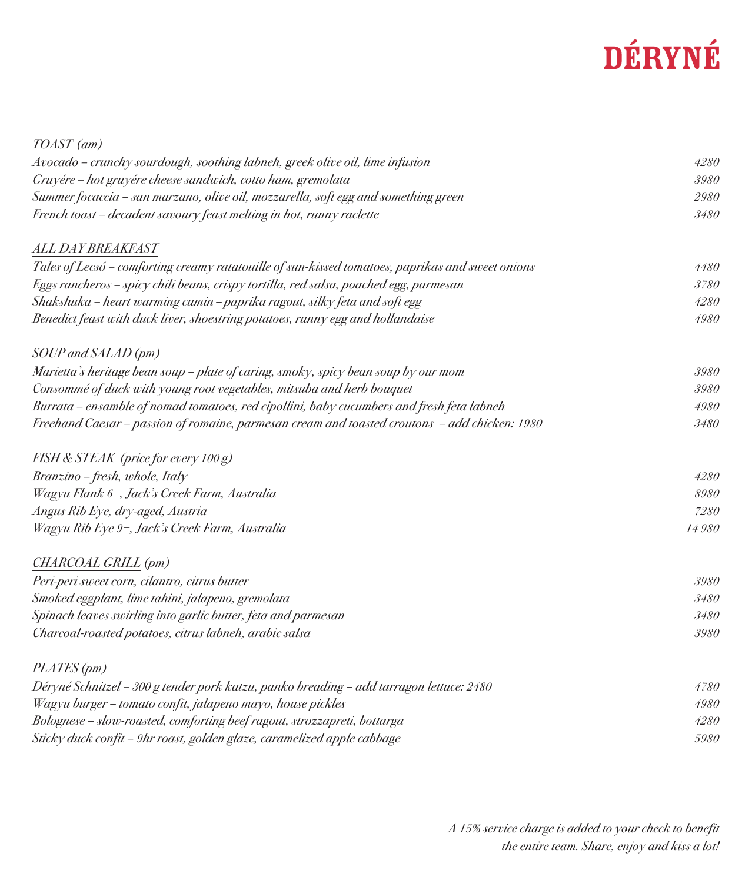# DÉRYNÉ

## *TOAST (am)*

| | |
|---|---|
| *Avocado – crunchy sourdough, soothing labneh, greek olive oil, lime infusion* | *4280* |
| *Gruyére – hot gruyére cheese sandwich, cotto ham, gremolata* | *3980* |
| *Summer focaccia – san marzano, olive oil, mozzarella, soft egg and something green* | *2980* |
| *French toast – decadent savoury feast melting in hot, runny raclette* | *3480* |

## *ALL DAY BREAKFAST*

| | |
|---|---|
| *Tales of Lecsó – comforting creamy ratatouille of sun-kissed tomatoes, paprikas and sweet onions* | *4480* |
| *Eggs rancheros – spicy chili beans, crispy tortilla, red salsa, poached egg, parmesan* | *3780* |
| *Shakshuka – heart warming cumin – paprika ragout, silky feta and soft egg* | *4280* |
| *Benedict feast with duck liver, shoestring potatoes, runny egg and hollandaise* | *4980* |

## *SOUP and SALAD (pm)*

| | |
|---|---|
| *Marietta's heritage bean soup – plate of caring, smoky, spicy bean soup by our mom* | *3980* |
| *Consommé of duck with young root vegetables, mitsuba and herb bouquet* | *3980* |
| *Burrata – ensamble of nomad tomatoes, red cipollini, baby cucumbers and fresh feta labneh* | *4980* |
| *Freehand Caesar – passion of romaine, parmesan cream and toasted croutons – add chicken: 1980* | *3480* |

## *FISH & STEAK (price for every 100 g)*

| | |
|---|---|
| *Branzino – fresh, whole, Italy* | *4280* |
| *Wagyu Flank 6+, Jack's Creek Farm, Australia* | *8980* |
| *Angus Rib Eye, dry-aged, Austria* | *7280* |
| *Wagyu Rib Eye 9+, Jack's Creek Farm, Australia* | *14 980* |

## *CHARCOAL GRILL (pm)*

| | |
|---|---|
| *Peri-peri sweet corn, cilantro, citrus butter* | *3980* |
| *Smoked eggplant, lime tahini, jalapeno, gremolata* | *3480* |
| *Spinach leaves swirling into garlic butter, feta and parmesan* | *3480* |
| *Charcoal-roasted potatoes, citrus labneh, arabic salsa* | *3980* |

## *PLATES (pm)*

| | |
|---|---|
| *Déryné Schnitzel – 300 g tender pork katzu, panko breading – add tarragon lettuce: 2480* | *4780* |
| *Wagyu burger – tomato confit, jalapeno mayo, house pickles* | *4980* |
| *Bolognese – slow-roasted, comforting beef ragout, strozzapreti, bottarga* | *4280* |
| *Sticky duck confit – 9hr roast, golden glaze, caramelized apple cabbage* | *5980* |

*A 15% service charge is added to your check to benefit the entire team. Share, enjoy and kiss a lot!*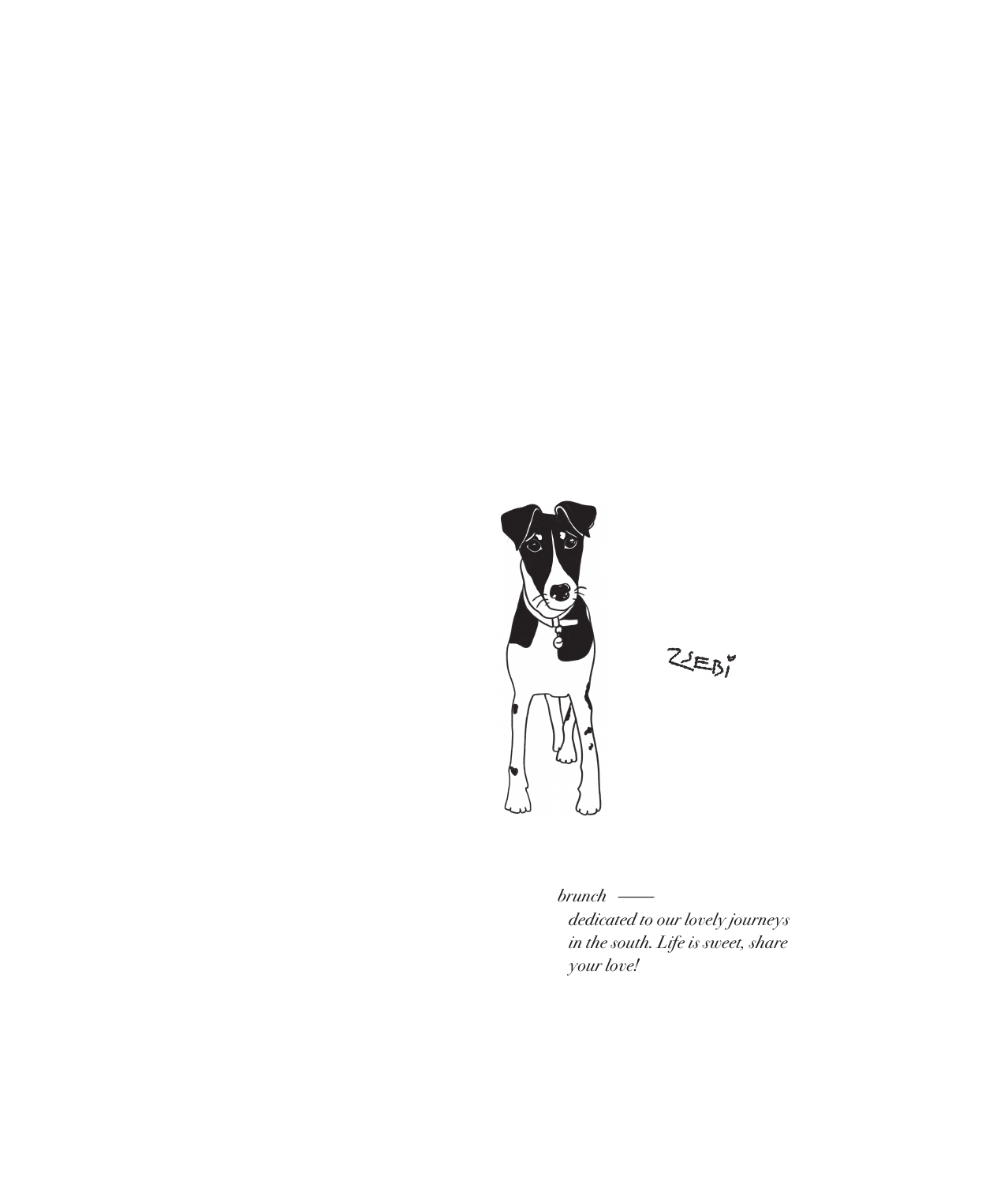*brunch* ——

*dedicated to our lovely journeys in the south. Life is sweet, share your love!*